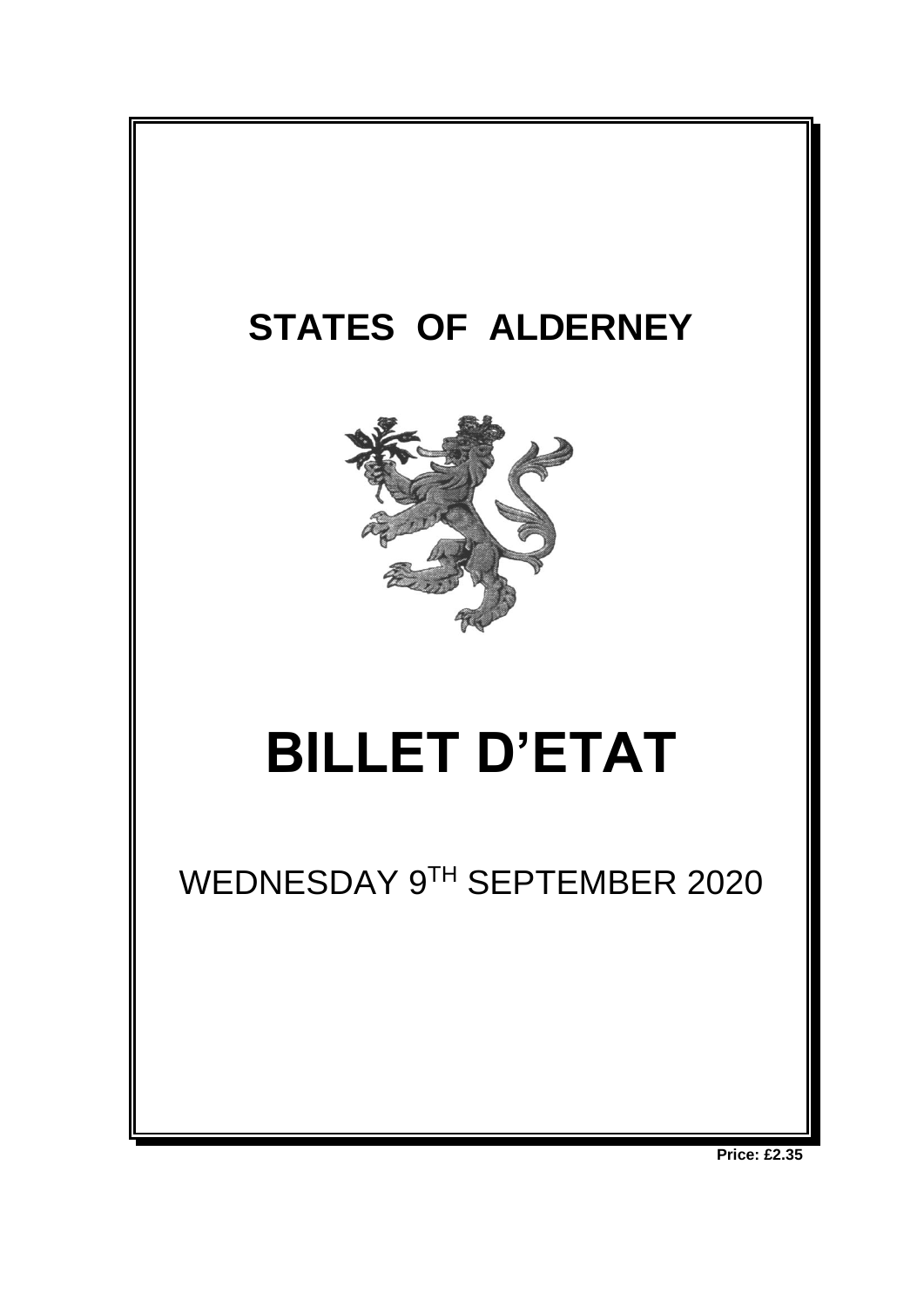# STATES OF ALDERNEY

# BILLET D'ETAT

WEDNESDAY 9TH SEPTEMBER 2020

**Price: £2.35**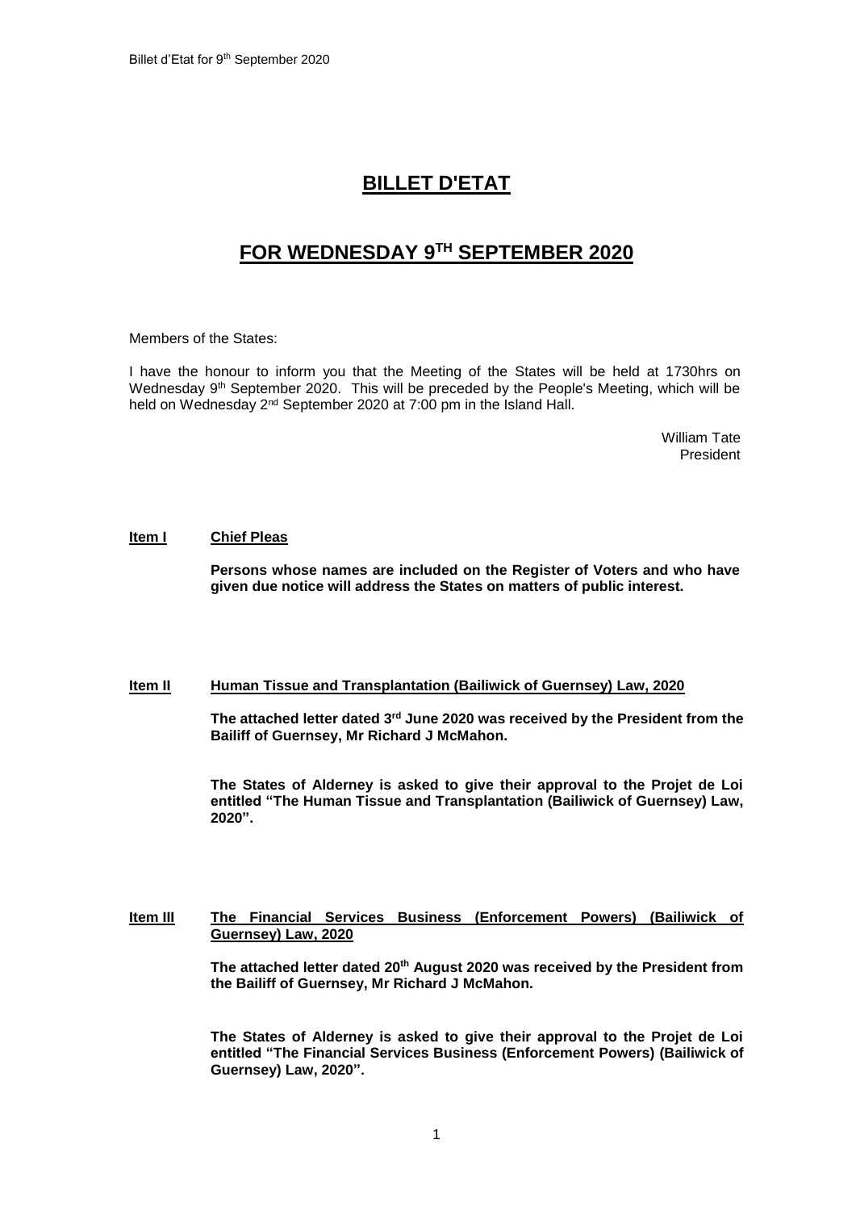# BILLET D'ETAT

# FOR WEDNESDAY 9TH SEPTEMBER 2020

Members of the States:

I have the honour to inform you that the Meeting of the States will be held at 1730hrs on Wednesday 9th September 2020. This will be preceded by the People's Meeting, which will be held on Wednesday 2nd September 2020 at 7:00 pm in the Island Hall.

William Tate
President

**Item I** **Chief Pleas**

**Persons whose names are included on the Register of Voters and who have given due notice will address the States on matters of public interest.**

**Item II** **Human Tissue and Transplantation (Bailiwick of Guernsey) Law, 2020**

**The attached letter dated 3rd June 2020 was received by the President from the Bailiff of Guernsey, Mr Richard J McMahon.**

**The States of Alderney is asked to give their approval to the Projet de Loi entitled "The Human Tissue and Transplantation (Bailiwick of Guernsey) Law, 2020".**

**Item III** **The Financial Services Business (Enforcement Powers) (Bailiwick of Guernsey) Law, 2020**

**The attached letter dated 20th August 2020 was received by the President from the Bailiff of Guernsey, Mr Richard J McMahon.**

**The States of Alderney is asked to give their approval to the Projet de Loi entitled "The Financial Services Business (Enforcement Powers) (Bailiwick of Guernsey) Law, 2020".**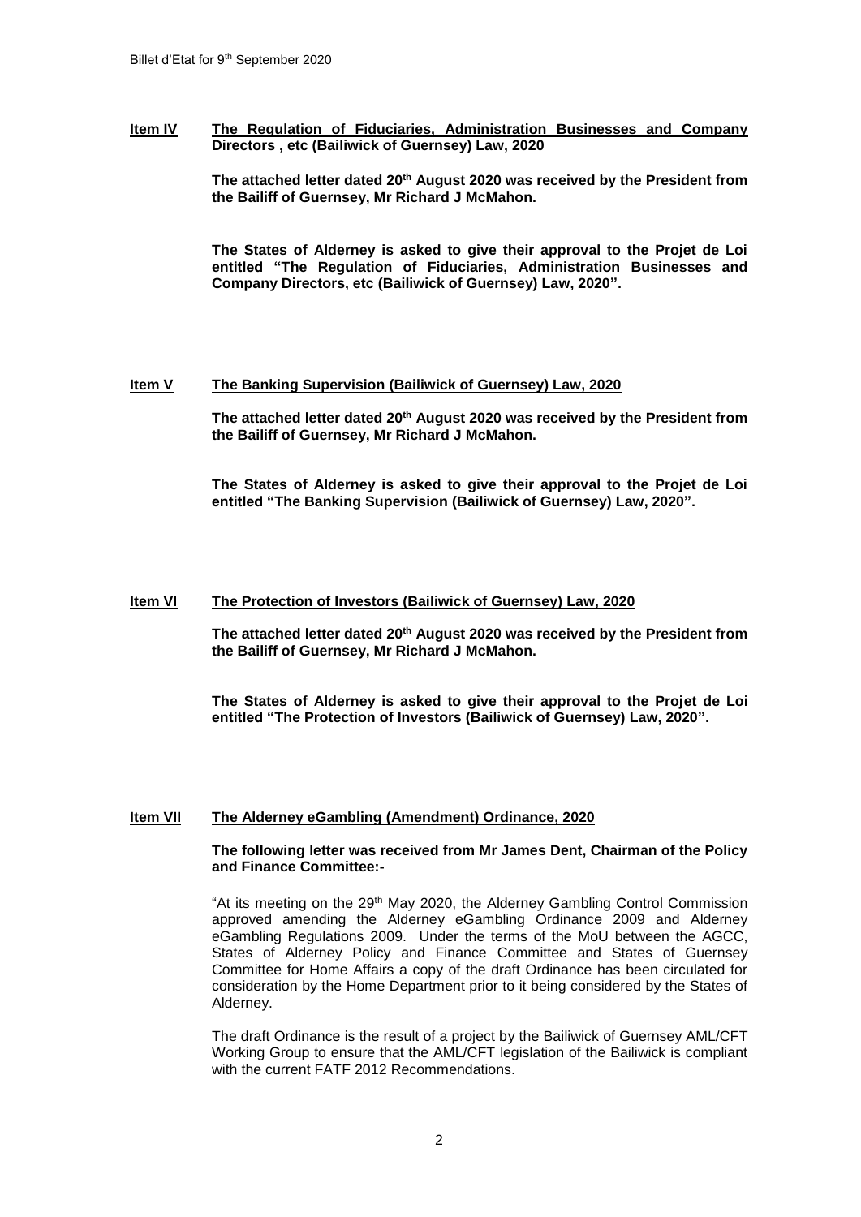## Item IV **The Regulation of Fiduciaries, Administration Businesses and Company Directors , etc (Bailiwick of Guernsey) Law, 2020**

**The attached letter dated 20th August 2020 was received by the President from the Bailiff of Guernsey, Mr Richard J McMahon.**

**The States of Alderney is asked to give their approval to the Projet de Loi entitled "The Regulation of Fiduciaries, Administration Businesses and Company Directors, etc (Bailiwick of Guernsey) Law, 2020".**

## Item V **The Banking Supervision (Bailiwick of Guernsey) Law, 2020**

**The attached letter dated 20th August 2020 was received by the President from the Bailiff of Guernsey, Mr Richard J McMahon.**

**The States of Alderney is asked to give their approval to the Projet de Loi entitled "The Banking Supervision (Bailiwick of Guernsey) Law, 2020".**

## Item VI **The Protection of Investors (Bailiwick of Guernsey) Law, 2020**

**The attached letter dated 20th August 2020 was received by the President from the Bailiff of Guernsey, Mr Richard J McMahon.**

**The States of Alderney is asked to give their approval to the Projet de Loi entitled "The Protection of Investors (Bailiwick of Guernsey) Law, 2020".**

## Item VII **The Alderney eGambling (Amendment) Ordinance, 2020**

**The following letter was received from Mr James Dent, Chairman of the Policy and Finance Committee:-**

"At its meeting on the 29th May 2020, the Alderney Gambling Control Commission approved amending the Alderney eGambling Ordinance 2009 and Alderney eGambling Regulations 2009. Under the terms of the MoU between the AGCC, States of Alderney Policy and Finance Committee and States of Guernsey Committee for Home Affairs a copy of the draft Ordinance has been circulated for consideration by the Home Department prior to it being considered by the States of Alderney.

The draft Ordinance is the result of a project by the Bailiwick of Guernsey AML/CFT Working Group to ensure that the AML/CFT legislation of the Bailiwick is compliant with the current FATF 2012 Recommendations.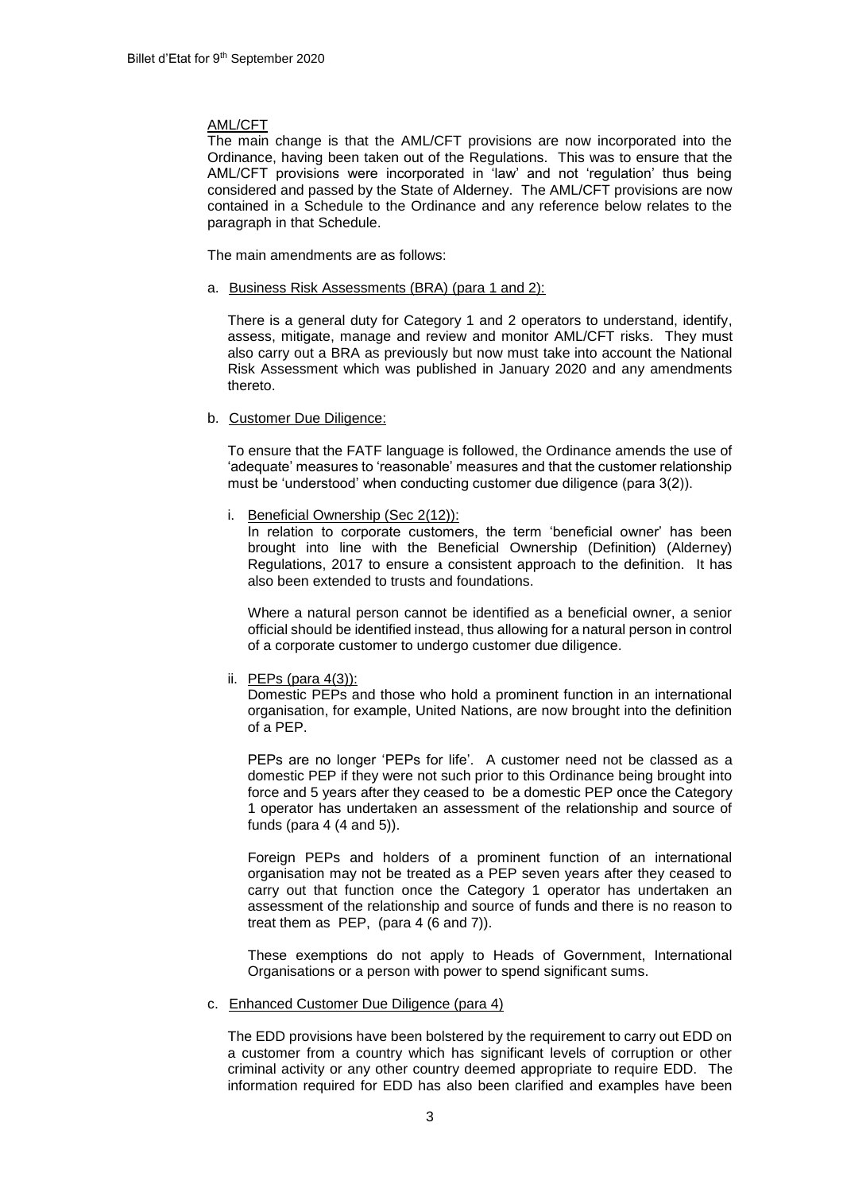AML/CFT

The main change is that the AML/CFT provisions are now incorporated into the Ordinance, having been taken out of the Regulations. This was to ensure that the AML/CFT provisions were incorporated in 'law' and not 'regulation' thus being considered and passed by the State of Alderney. The AML/CFT provisions are now contained in a Schedule to the Ordinance and any reference below relates to the paragraph in that Schedule.

The main amendments are as follows:

a. Business Risk Assessments (BRA) (para 1 and 2):

   There is a general duty for Category 1 and 2 operators to understand, identify, assess, mitigate, manage and review and monitor AML/CFT risks. They must also carry out a BRA as previously but now must take into account the National Risk Assessment which was published in January 2020 and any amendments thereto.

b. Customer Due Diligence:

   To ensure that the FATF language is followed, the Ordinance amends the use of 'adequate' measures to 'reasonable' measures and that the customer relationship must be 'understood' when conducting customer due diligence (para 3(2)).

   i. Beneficial Ownership (Sec 2(12)):
      In relation to corporate customers, the term 'beneficial owner' has been brought into line with the Beneficial Ownership (Definition) (Alderney) Regulations, 2017 to ensure a consistent approach to the definition. It has also been extended to trusts and foundations.

      Where a natural person cannot be identified as a beneficial owner, a senior official should be identified instead, thus allowing for a natural person in control of a corporate customer to undergo customer due diligence.

   ii. PEPs (para 4(3)):
      Domestic PEPs and those who hold a prominent function in an international organisation, for example, United Nations, are now brought into the definition of a PEP.

      PEPs are no longer 'PEPs for life'. A customer need not be classed as a domestic PEP if they were not such prior to this Ordinance being brought into force and 5 years after they ceased to be a domestic PEP once the Category 1 operator has undertaken an assessment of the relationship and source of funds (para 4 (4 and 5)).

      Foreign PEPs and holders of a prominent function of an international organisation may not be treated as a PEP seven years after they ceased to carry out that function once the Category 1 operator has undertaken an assessment of the relationship and source of funds and there is no reason to treat them as PEP, (para 4 (6 and 7)).

      These exemptions do not apply to Heads of Government, International Organisations or a person with power to spend significant sums.

c. Enhanced Customer Due Diligence (para 4)

   The EDD provisions have been bolstered by the requirement to carry out EDD on a customer from a country which has significant levels of corruption or other criminal activity or any other country deemed appropriate to require EDD. The information required for EDD has also been clarified and examples have been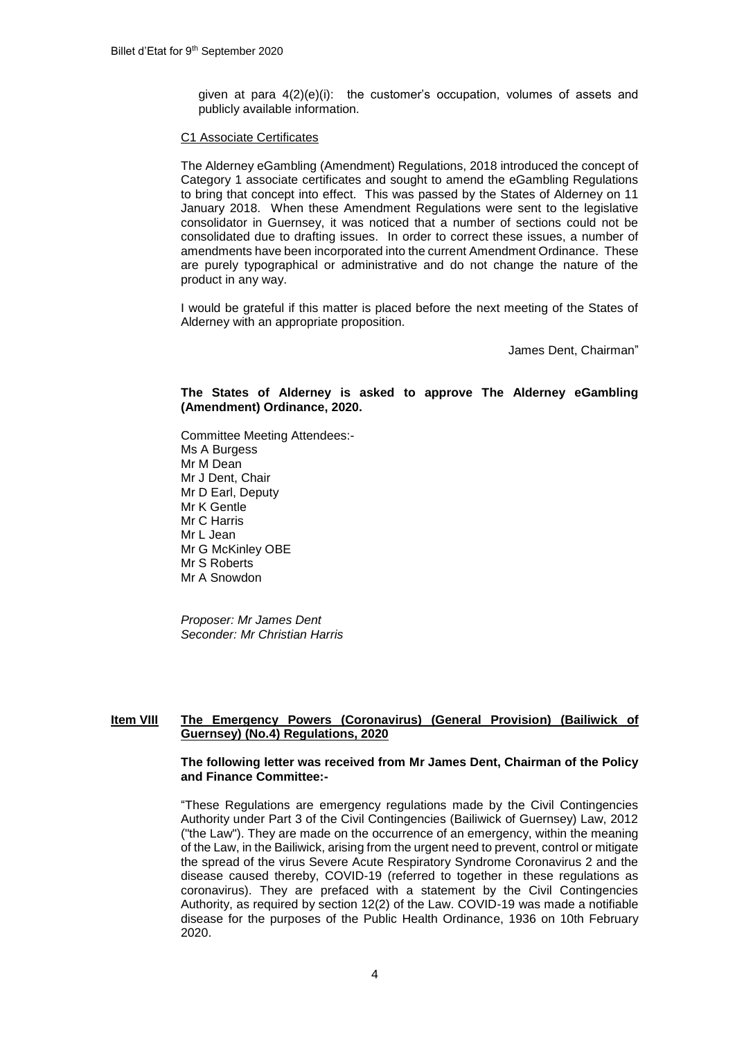given at para 4(2)(e)(i): the customer's occupation, volumes of assets and publicly available information.

C1 Associate Certificates

The Alderney eGambling (Amendment) Regulations, 2018 introduced the concept of Category 1 associate certificates and sought to amend the eGambling Regulations to bring that concept into effect. This was passed by the States of Alderney on 11 January 2018. When these Amendment Regulations were sent to the legislative consolidator in Guernsey, it was noticed that a number of sections could not be consolidated due to drafting issues. In order to correct these issues, a number of amendments have been incorporated into the current Amendment Ordinance. These are purely typographical or administrative and do not change the nature of the product in any way.

I would be grateful if this matter is placed before the next meeting of the States of Alderney with an appropriate proposition.

James Dent, Chairman"

**The States of Alderney is asked to approve The Alderney eGambling (Amendment) Ordinance, 2020.**

Committee Meeting Attendees:-
Ms A Burgess
Mr M Dean
Mr J Dent, Chair
Mr D Earl, Deputy
Mr K Gentle
Mr C Harris
Mr L Jean
Mr G McKinley OBE
Mr S Roberts
Mr A Snowdon

*Proposer: Mr James Dent*
*Seconder: Mr Christian Harris*

## Item VIII The Emergency Powers (Coronavirus) (General Provision) (Bailiwick of Guernsey) (No.4) Regulations, 2020

**The following letter was received from Mr James Dent, Chairman of the Policy and Finance Committee:-**

"These Regulations are emergency regulations made by the Civil Contingencies Authority under Part 3 of the Civil Contingencies (Bailiwick of Guernsey) Law, 2012 ("the Law"). They are made on the occurrence of an emergency, within the meaning of the Law, in the Bailiwick, arising from the urgent need to prevent, control or mitigate the spread of the virus Severe Acute Respiratory Syndrome Coronavirus 2 and the disease caused thereby, COVID-19 (referred to together in these regulations as coronavirus). They are prefaced with a statement by the Civil Contingencies Authority, as required by section 12(2) of the Law. COVID-19 was made a notifiable disease for the purposes of the Public Health Ordinance, 1936 on 10th February 2020.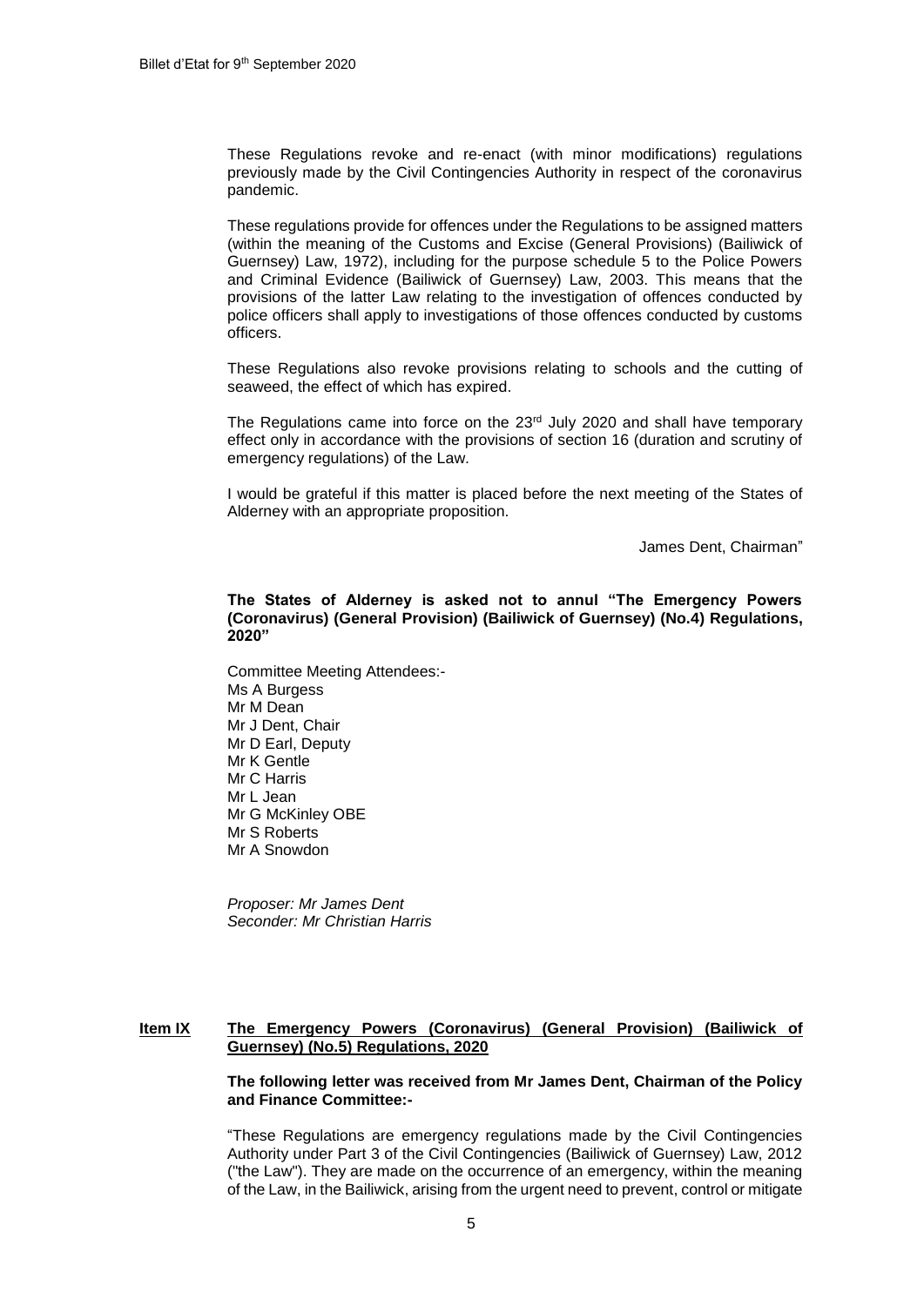These Regulations revoke and re-enact (with minor modifications) regulations previously made by the Civil Contingencies Authority in respect of the coronavirus pandemic.

These regulations provide for offences under the Regulations to be assigned matters (within the meaning of the Customs and Excise (General Provisions) (Bailiwick of Guernsey) Law, 1972), including for the purpose schedule 5 to the Police Powers and Criminal Evidence (Bailiwick of Guernsey) Law, 2003. This means that the provisions of the latter Law relating to the investigation of offences conducted by police officers shall apply to investigations of those offences conducted by customs officers.

These Regulations also revoke provisions relating to schools and the cutting of seaweed, the effect of which has expired.

The Regulations came into force on the 23rd July 2020 and shall have temporary effect only in accordance with the provisions of section 16 (duration and scrutiny of emergency regulations) of the Law.

I would be grateful if this matter is placed before the next meeting of the States of Alderney with an appropriate proposition.

James Dent, Chairman"

**The States of Alderney is asked not to annul "The Emergency Powers (Coronavirus) (General Provision) (Bailiwick of Guernsey) (No.4) Regulations, 2020"**

Committee Meeting Attendees:-
Ms A Burgess
Mr M Dean
Mr J Dent, Chair
Mr D Earl, Deputy
Mr K Gentle
Mr C Harris
Mr L Jean
Mr G McKinley OBE
Mr S Roberts
Mr A Snowdon

*Proposer: Mr James Dent*
*Seconder: Mr Christian Harris*

## **Item IX** **The Emergency Powers (Coronavirus) (General Provision) (Bailiwick of Guernsey) (No.5) Regulations, 2020**

**The following letter was received from Mr James Dent, Chairman of the Policy and Finance Committee:-**

"These Regulations are emergency regulations made by the Civil Contingencies Authority under Part 3 of the Civil Contingencies (Bailiwick of Guernsey) Law, 2012 ("the Law"). They are made on the occurrence of an emergency, within the meaning of the Law, in the Bailiwick, arising from the urgent need to prevent, control or mitigate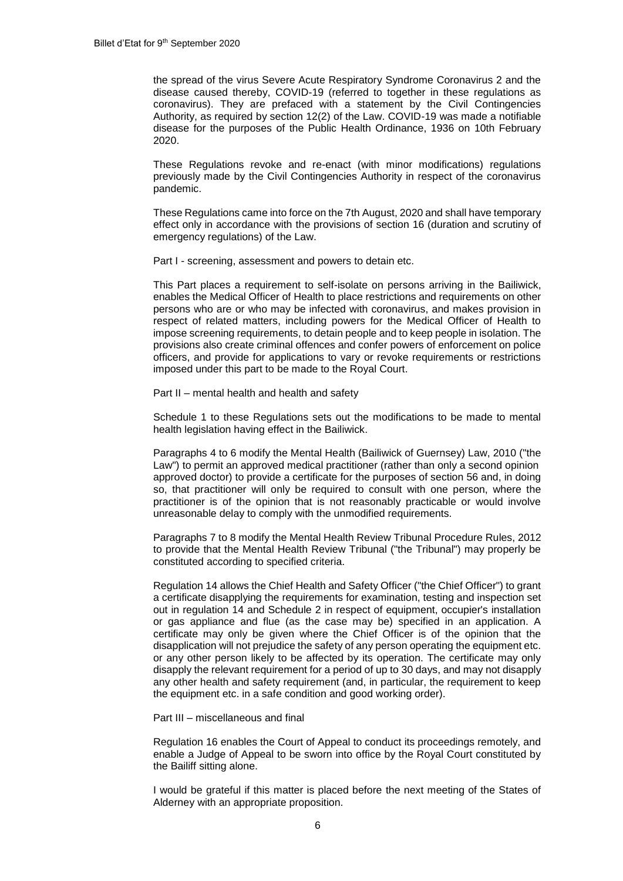the spread of the virus Severe Acute Respiratory Syndrome Coronavirus 2 and the disease caused thereby, COVID-19 (referred to together in these regulations as coronavirus). They are prefaced with a statement by the Civil Contingencies Authority, as required by section 12(2) of the Law. COVID-19 was made a notifiable disease for the purposes of the Public Health Ordinance, 1936 on 10th February 2020.

These Regulations revoke and re-enact (with minor modifications) regulations previously made by the Civil Contingencies Authority in respect of the coronavirus pandemic.

These Regulations came into force on the 7th August, 2020 and shall have temporary effect only in accordance with the provisions of section 16 (duration and scrutiny of emergency regulations) of the Law.

Part I - screening, assessment and powers to detain etc.

This Part places a requirement to self-isolate on persons arriving in the Bailiwick, enables the Medical Officer of Health to place restrictions and requirements on other persons who are or who may be infected with coronavirus, and makes provision in respect of related matters, including powers for the Medical Officer of Health to impose screening requirements, to detain people and to keep people in isolation. The provisions also create criminal offences and confer powers of enforcement on police officers, and provide for applications to vary or revoke requirements or restrictions imposed under this part to be made to the Royal Court.

Part II – mental health and health and safety

Schedule 1 to these Regulations sets out the modifications to be made to mental health legislation having effect in the Bailiwick.

Paragraphs 4 to 6 modify the Mental Health (Bailiwick of Guernsey) Law, 2010 ("the Law") to permit an approved medical practitioner (rather than only a second opinion approved doctor) to provide a certificate for the purposes of section 56 and, in doing so, that practitioner will only be required to consult with one person, where the practitioner is of the opinion that is not reasonably practicable or would involve unreasonable delay to comply with the unmodified requirements.

Paragraphs 7 to 8 modify the Mental Health Review Tribunal Procedure Rules, 2012 to provide that the Mental Health Review Tribunal ("the Tribunal") may properly be constituted according to specified criteria.

Regulation 14 allows the Chief Health and Safety Officer ("the Chief Officer") to grant a certificate disapplying the requirements for examination, testing and inspection set out in regulation 14 and Schedule 2 in respect of equipment, occupier's installation or gas appliance and flue (as the case may be) specified in an application. A certificate may only be given where the Chief Officer is of the opinion that the disapplication will not prejudice the safety of any person operating the equipment etc. or any other person likely to be affected by its operation. The certificate may only disapply the relevant requirement for a period of up to 30 days, and may not disapply any other health and safety requirement (and, in particular, the requirement to keep the equipment etc. in a safe condition and good working order).

Part III – miscellaneous and final

Regulation 16 enables the Court of Appeal to conduct its proceedings remotely, and enable a Judge of Appeal to be sworn into office by the Royal Court constituted by the Bailiff sitting alone.

I would be grateful if this matter is placed before the next meeting of the States of Alderney with an appropriate proposition.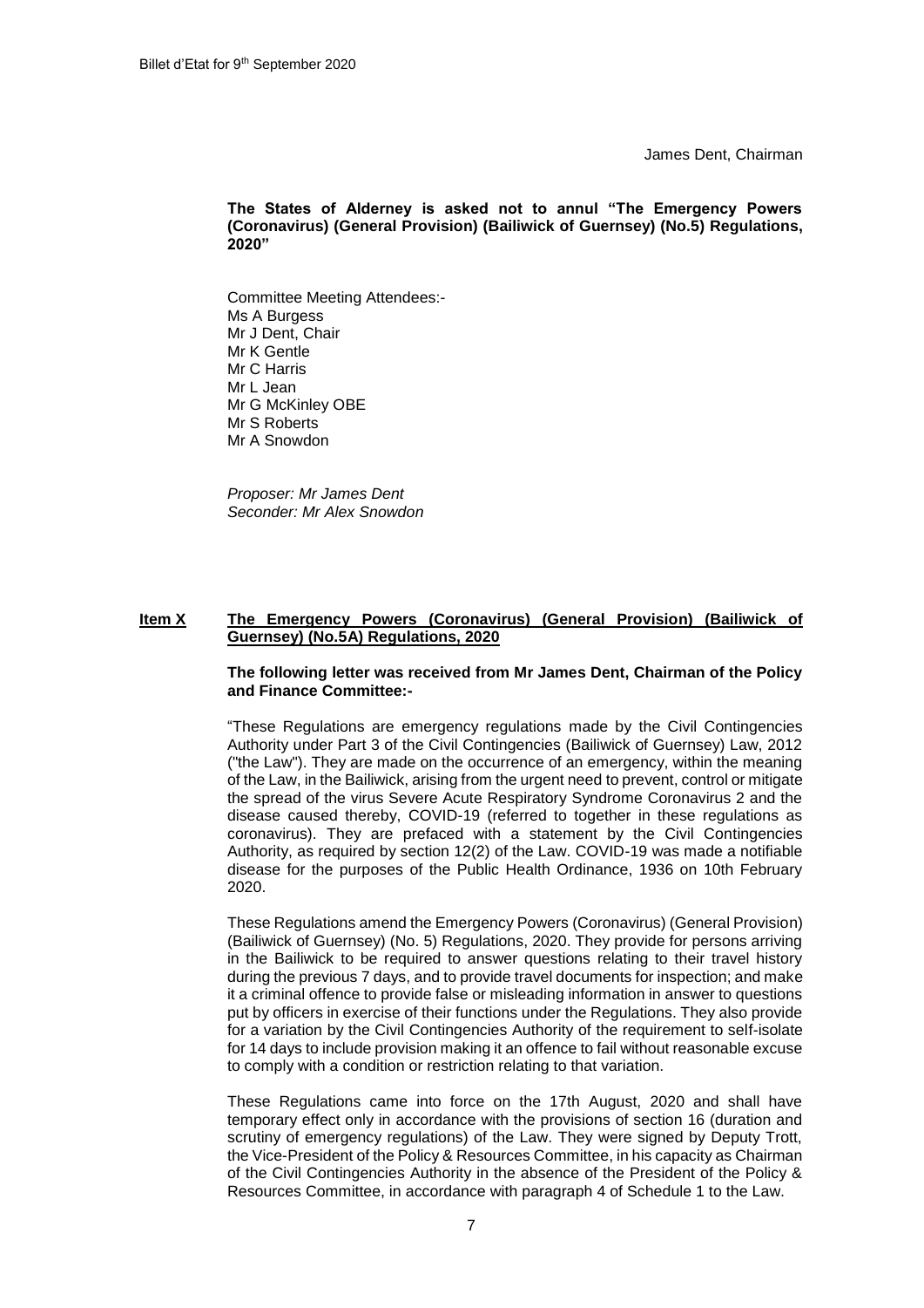James Dent, Chairman

**The States of Alderney is asked not to annul "The Emergency Powers (Coronavirus) (General Provision) (Bailiwick of Guernsey) (No.5) Regulations, 2020"**

Committee Meeting Attendees:-
Ms A Burgess
Mr J Dent, Chair
Mr K Gentle
Mr C Harris
Mr L Jean
Mr G McKinley OBE
Mr S Roberts
Mr A Snowdon

*Proposer: Mr James Dent*
*Seconder: Mr Alex Snowdon*

## Item X The Emergency Powers (Coronavirus) (General Provision) (Bailiwick of Guernsey) (No.5A) Regulations, 2020

**The following letter was received from Mr James Dent, Chairman of the Policy and Finance Committee:-**

"These Regulations are emergency regulations made by the Civil Contingencies Authority under Part 3 of the Civil Contingencies (Bailiwick of Guernsey) Law, 2012 ("the Law"). They are made on the occurrence of an emergency, within the meaning of the Law, in the Bailiwick, arising from the urgent need to prevent, control or mitigate the spread of the virus Severe Acute Respiratory Syndrome Coronavirus 2 and the disease caused thereby, COVID-19 (referred to together in these regulations as coronavirus). They are prefaced with a statement by the Civil Contingencies Authority, as required by section 12(2) of the Law. COVID-19 was made a notifiable disease for the purposes of the Public Health Ordinance, 1936 on 10th February 2020.

These Regulations amend the Emergency Powers (Coronavirus) (General Provision) (Bailiwick of Guernsey) (No. 5) Regulations, 2020. They provide for persons arriving in the Bailiwick to be required to answer questions relating to their travel history during the previous 7 days, and to provide travel documents for inspection; and make it a criminal offence to provide false or misleading information in answer to questions put by officers in exercise of their functions under the Regulations. They also provide for a variation by the Civil Contingencies Authority of the requirement to self-isolate for 14 days to include provision making it an offence to fail without reasonable excuse to comply with a condition or restriction relating to that variation.

These Regulations came into force on the 17th August, 2020 and shall have temporary effect only in accordance with the provisions of section 16 (duration and scrutiny of emergency regulations) of the Law. They were signed by Deputy Trott, the Vice-President of the Policy & Resources Committee, in his capacity as Chairman of the Civil Contingencies Authority in the absence of the President of the Policy & Resources Committee, in accordance with paragraph 4 of Schedule 1 to the Law.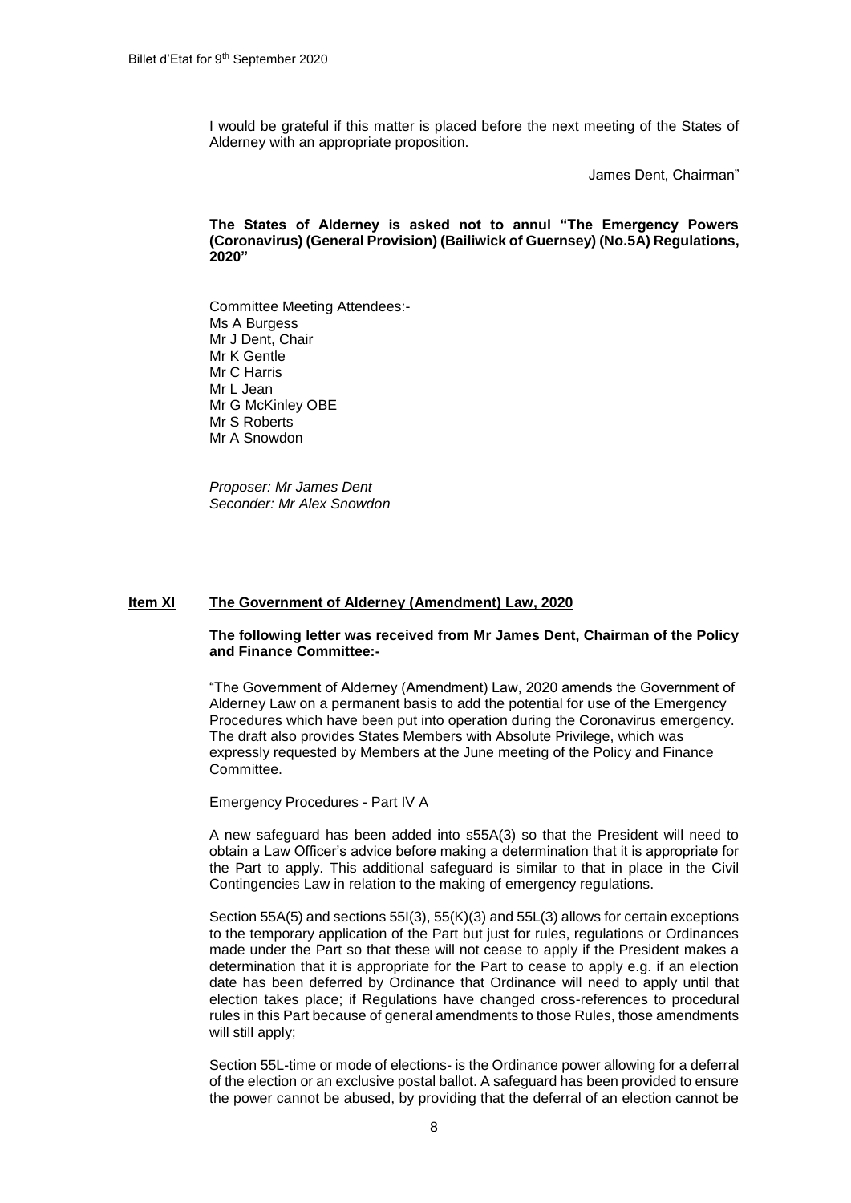I would be grateful if this matter is placed before the next meeting of the States of Alderney with an appropriate proposition.

James Dent, Chairman"

**The States of Alderney is asked not to annul "The Emergency Powers (Coronavirus) (General Provision) (Bailiwick of Guernsey) (No.5A) Regulations, 2020"**

Committee Meeting Attendees:-
Ms A Burgess
Mr J Dent, Chair
Mr K Gentle
Mr C Harris
Mr L Jean
Mr G McKinley OBE
Mr S Roberts
Mr A Snowdon

*Proposer: Mr James Dent*
*Seconder: Mr Alex Snowdon*

## Item XI The Government of Alderney (Amendment) Law, 2020

**The following letter was received from Mr James Dent, Chairman of the Policy and Finance Committee:-**

"The Government of Alderney (Amendment) Law, 2020 amends the Government of Alderney Law on a permanent basis to add the potential for use of the Emergency Procedures which have been put into operation during the Coronavirus emergency. The draft also provides States Members with Absolute Privilege, which was expressly requested by Members at the June meeting of the Policy and Finance Committee.

Emergency Procedures - Part IV A

A new safeguard has been added into s55A(3) so that the President will need to obtain a Law Officer's advice before making a determination that it is appropriate for the Part to apply. This additional safeguard is similar to that in place in the Civil Contingencies Law in relation to the making of emergency regulations.

Section 55A(5) and sections 55I(3), 55(K)(3) and 55L(3) allows for certain exceptions to the temporary application of the Part but just for rules, regulations or Ordinances made under the Part so that these will not cease to apply if the President makes a determination that it is appropriate for the Part to cease to apply e.g. if an election date has been deferred by Ordinance that Ordinance will need to apply until that election takes place; if Regulations have changed cross-references to procedural rules in this Part because of general amendments to those Rules, those amendments will still apply;

Section 55L-time or mode of elections- is the Ordinance power allowing for a deferral of the election or an exclusive postal ballot. A safeguard has been provided to ensure the power cannot be abused, by providing that the deferral of an election cannot be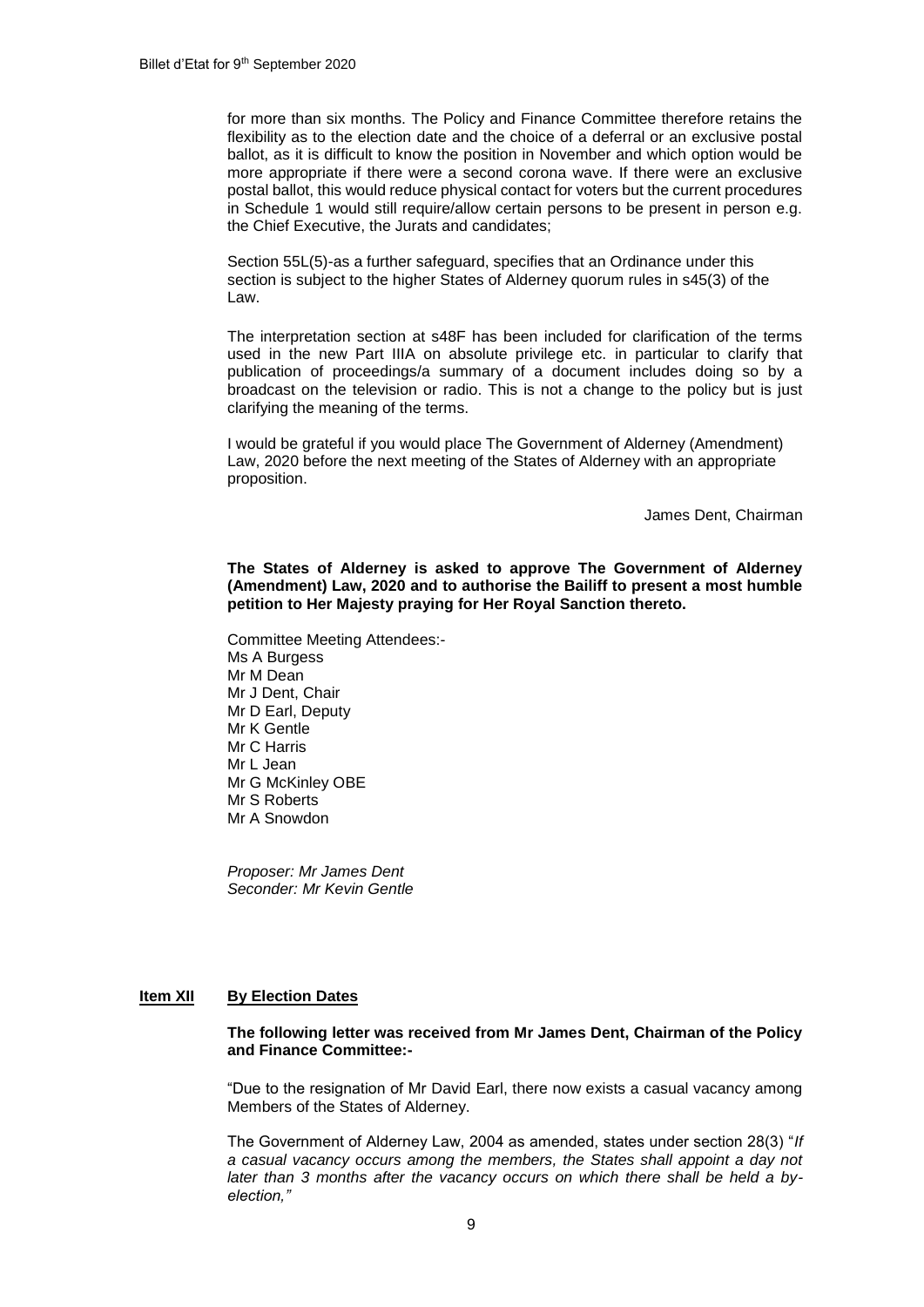for more than six months. The Policy and Finance Committee therefore retains the flexibility as to the election date and the choice of a deferral or an exclusive postal ballot, as it is difficult to know the position in November and which option would be more appropriate if there were a second corona wave. If there were an exclusive postal ballot, this would reduce physical contact for voters but the current procedures in Schedule 1 would still require/allow certain persons to be present in person e.g. the Chief Executive, the Jurats and candidates;

Section 55L(5)-as a further safeguard, specifies that an Ordinance under this section is subject to the higher States of Alderney quorum rules in s45(3) of the Law.

The interpretation section at s48F has been included for clarification of the terms used in the new Part IIIA on absolute privilege etc. in particular to clarify that publication of proceedings/a summary of a document includes doing so by a broadcast on the television or radio. This is not a change to the policy but is just clarifying the meaning of the terms.

I would be grateful if you would place The Government of Alderney (Amendment) Law, 2020 before the next meeting of the States of Alderney with an appropriate proposition.

James Dent, Chairman

**The States of Alderney is asked to approve The Government of Alderney (Amendment) Law, 2020 and to authorise the Bailiff to present a most humble petition to Her Majesty praying for Her Royal Sanction thereto.**

Committee Meeting Attendees:-
Ms A Burgess
Mr M Dean
Mr J Dent, Chair
Mr D Earl, Deputy
Mr K Gentle
Mr C Harris
Mr L Jean
Mr G McKinley OBE
Mr S Roberts
Mr A Snowdon

*Proposer: Mr James Dent*
*Seconder: Mr Kevin Gentle*

## Item XII By Election Dates

**The following letter was received from Mr James Dent, Chairman of the Policy and Finance Committee:-**

"Due to the resignation of Mr David Earl, there now exists a casual vacancy among Members of the States of Alderney.

The Government of Alderney Law, 2004 as amended, states under section 28(3) "*If a casual vacancy occurs among the members, the States shall appoint a day not later than 3 months after the vacancy occurs on which there shall be held a by-election,"*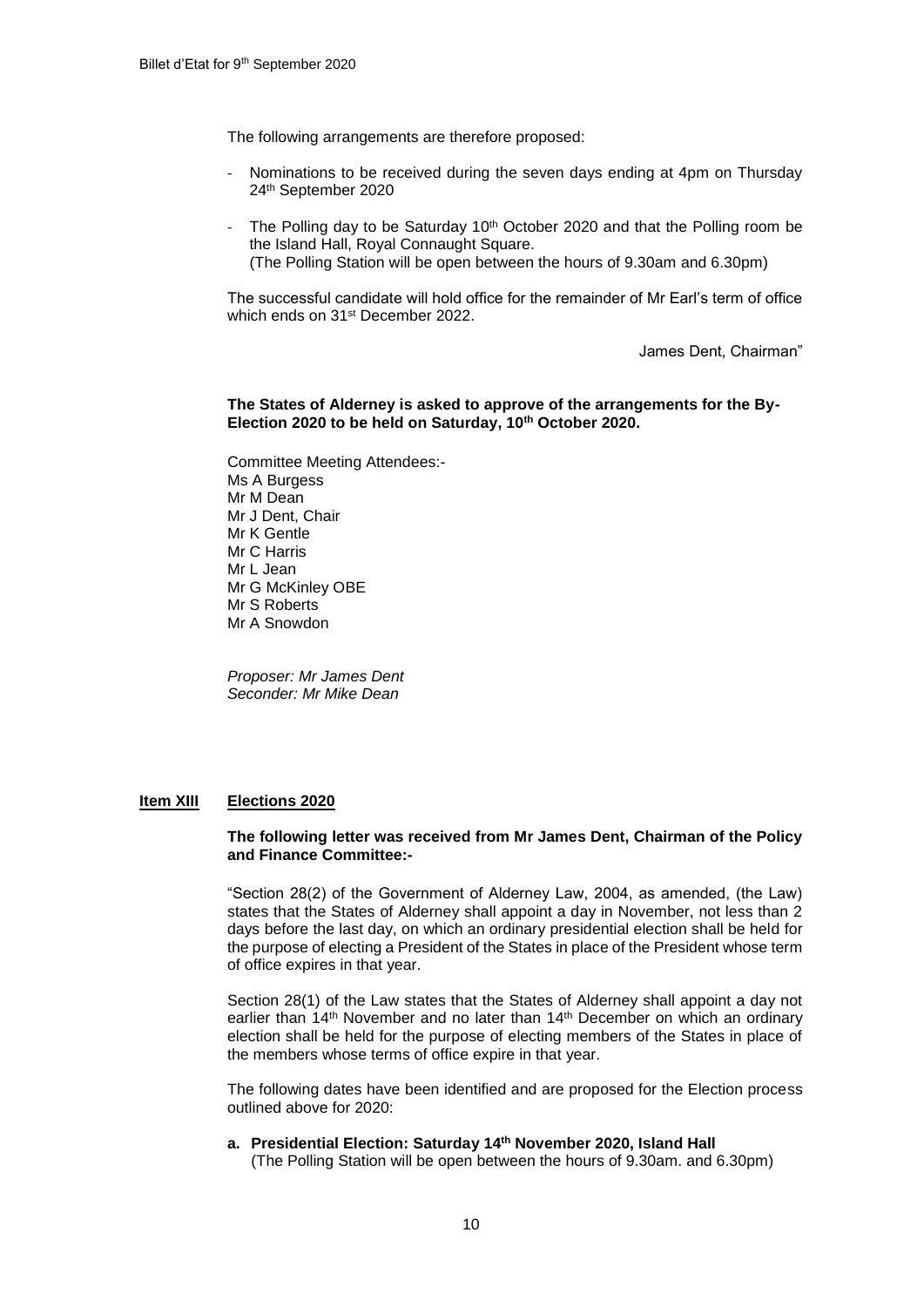The following arrangements are therefore proposed:

- Nominations to be received during the seven days ending at 4pm on Thursday 24th September 2020
- The Polling day to be Saturday 10th October 2020 and that the Polling room be the Island Hall, Royal Connaught Square.
  (The Polling Station will be open between the hours of 9.30am and 6.30pm)

The successful candidate will hold office for the remainder of Mr Earl's term of office which ends on 31st December 2022.

James Dent, Chairman"

**The States of Alderney is asked to approve of the arrangements for the By-Election 2020 to be held on Saturday, 10th October 2020.**

Committee Meeting Attendees:-
Ms A Burgess
Mr M Dean
Mr J Dent, Chair
Mr K Gentle
Mr C Harris
Mr L Jean
Mr G McKinley OBE
Mr S Roberts
Mr A Snowdon

*Proposer: Mr James Dent*
*Seconder: Mr Mike Dean*

## Item XIII Elections 2020

**The following letter was received from Mr James Dent, Chairman of the Policy and Finance Committee:-**

"Section 28(2) of the Government of Alderney Law, 2004, as amended, (the Law) states that the States of Alderney shall appoint a day in November, not less than 2 days before the last day, on which an ordinary presidential election shall be held for the purpose of electing a President of the States in place of the President whose term of office expires in that year.

Section 28(1) of the Law states that the States of Alderney shall appoint a day not earlier than 14th November and no later than 14th December on which an ordinary election shall be held for the purpose of electing members of the States in place of the members whose terms of office expire in that year.

The following dates have been identified and are proposed for the Election process outlined above for 2020:

a. **Presidential Election: Saturday 14th November 2020, Island Hall**
   (The Polling Station will be open between the hours of 9.30am. and 6.30pm)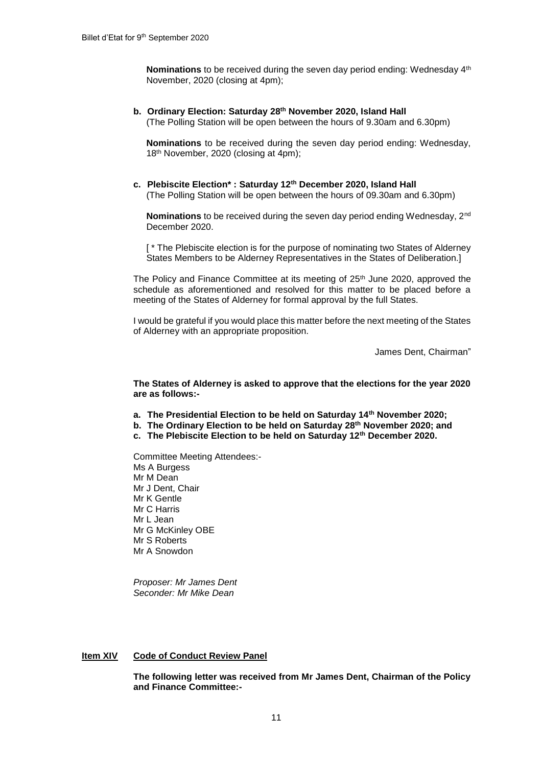**Nominations** to be received during the seven day period ending: Wednesday 4th November, 2020 (closing at 4pm);

**b. Ordinary Election: Saturday 28th November 2020, Island Hall**
(The Polling Station will be open between the hours of 9.30am and 6.30pm)

**Nominations** to be received during the seven day period ending: Wednesday, 18th November, 2020 (closing at 4pm);

**c. Plebiscite Election* : Saturday 12th December 2020, Island Hall**
(The Polling Station will be open between the hours of 09.30am and 6.30pm)

**Nominations** to be received during the seven day period ending Wednesday, 2nd December 2020.

[ * The Plebiscite election is for the purpose of nominating two States of Alderney States Members to be Alderney Representatives in the States of Deliberation.]

The Policy and Finance Committee at its meeting of 25th June 2020, approved the schedule as aforementioned and resolved for this matter to be placed before a meeting of the States of Alderney for formal approval by the full States.

I would be grateful if you would place this matter before the next meeting of the States of Alderney with an appropriate proposition.

James Dent, Chairman"

**The States of Alderney is asked to approve that the elections for the year 2020 are as follows:-**

- **a. The Presidential Election to be held on Saturday 14th November 2020;**
- **b. The Ordinary Election to be held on Saturday 28th November 2020; and**
- **c. The Plebiscite Election to be held on Saturday 12th December 2020.**

Committee Meeting Attendees:-
Ms A Burgess
Mr M Dean
Mr J Dent, Chair
Mr K Gentle
Mr C Harris
Mr L Jean
Mr G McKinley OBE
Mr S Roberts
Mr A Snowdon

*Proposer: Mr James Dent*
*Seconder: Mr Mike Dean*

## Item XIV Code of Conduct Review Panel

**The following letter was received from Mr James Dent, Chairman of the Policy and Finance Committee:-**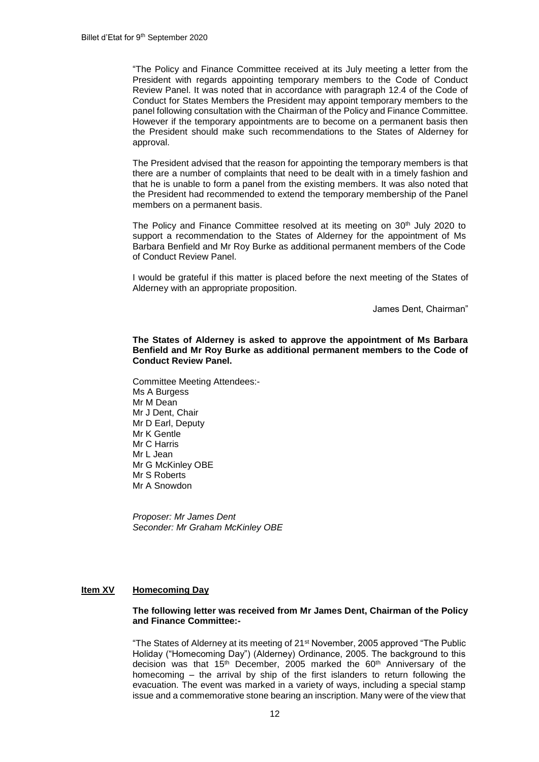"The Policy and Finance Committee received at its July meeting a letter from the President with regards appointing temporary members to the Code of Conduct Review Panel. It was noted that in accordance with paragraph 12.4 of the Code of Conduct for States Members the President may appoint temporary members to the panel following consultation with the Chairman of the Policy and Finance Committee. However if the temporary appointments are to become on a permanent basis then the President should make such recommendations to the States of Alderney for approval.

The President advised that the reason for appointing the temporary members is that there are a number of complaints that need to be dealt with in a timely fashion and that he is unable to form a panel from the existing members. It was also noted that the President had recommended to extend the temporary membership of the Panel members on a permanent basis.

The Policy and Finance Committee resolved at its meeting on 30th July 2020 to support a recommendation to the States of Alderney for the appointment of Ms Barbara Benfield and Mr Roy Burke as additional permanent members of the Code of Conduct Review Panel.

I would be grateful if this matter is placed before the next meeting of the States of Alderney with an appropriate proposition.

James Dent, Chairman"

**The States of Alderney is asked to approve the appointment of Ms Barbara Benfield and Mr Roy Burke as additional permanent members to the Code of Conduct Review Panel.**

Committee Meeting Attendees:-
Ms A Burgess
Mr M Dean
Mr J Dent, Chair
Mr D Earl, Deputy
Mr K Gentle
Mr C Harris
Mr L Jean
Mr G McKinley OBE
Mr S Roberts
Mr A Snowdon

*Proposer: Mr James Dent*
*Seconder: Mr Graham McKinley OBE*

## Item XV Homecoming Day

**The following letter was received from Mr James Dent, Chairman of the Policy and Finance Committee:-**

"The States of Alderney at its meeting of 21st November, 2005 approved "The Public Holiday ("Homecoming Day") (Alderney) Ordinance, 2005. The background to this decision was that 15th December, 2005 marked the 60th Anniversary of the homecoming – the arrival by ship of the first islanders to return following the evacuation. The event was marked in a variety of ways, including a special stamp issue and a commemorative stone bearing an inscription. Many were of the view that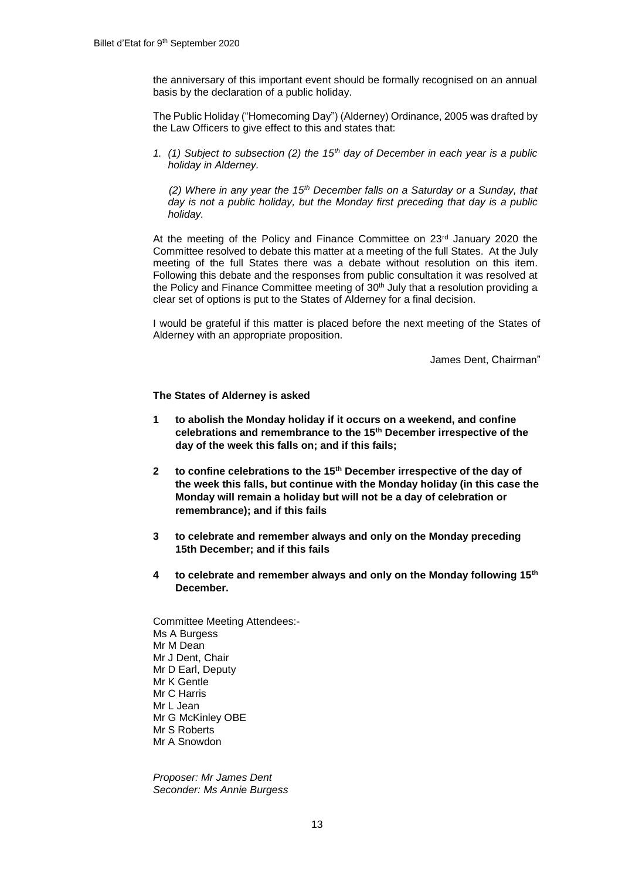the anniversary of this important event should be formally recognised on an annual basis by the declaration of a public holiday.

The Public Holiday ("Homecoming Day") (Alderney) Ordinance, 2005 was drafted by the Law Officers to give effect to this and states that:

*1. (1) Subject to subsection (2) the 15th day of December in each year is a public holiday in Alderney.*

*(2) Where in any year the 15th December falls on a Saturday or a Sunday, that day is not a public holiday, but the Monday first preceding that day is a public holiday.*

At the meeting of the Policy and Finance Committee on 23rd January 2020 the Committee resolved to debate this matter at a meeting of the full States. At the July meeting of the full States there was a debate without resolution on this item. Following this debate and the responses from public consultation it was resolved at the Policy and Finance Committee meeting of 30th July that a resolution providing a clear set of options is put to the States of Alderney for a final decision.

I would be grateful if this matter is placed before the next meeting of the States of Alderney with an appropriate proposition.

James Dent, Chairman"

**The States of Alderney is asked**

1. **to abolish the Monday holiday if it occurs on a weekend, and confine celebrations and remembrance to the 15th December irrespective of the day of the week this falls on; and if this fails;**

2. **to confine celebrations to the 15th December irrespective of the day of the week this falls, but continue with the Monday holiday (in this case the Monday will remain a holiday but will not be a day of celebration or remembrance); and if this fails**

3. **to celebrate and remember always and only on the Monday preceding 15th December; and if this fails**

4. **to celebrate and remember always and only on the Monday following 15th December.**

Committee Meeting Attendees:-
Ms A Burgess
Mr M Dean
Mr J Dent, Chair
Mr D Earl, Deputy
Mr K Gentle
Mr C Harris
Mr L Jean
Mr G McKinley OBE
Mr S Roberts
Mr A Snowdon

*Proposer: Mr James Dent*
*Seconder: Ms Annie Burgess*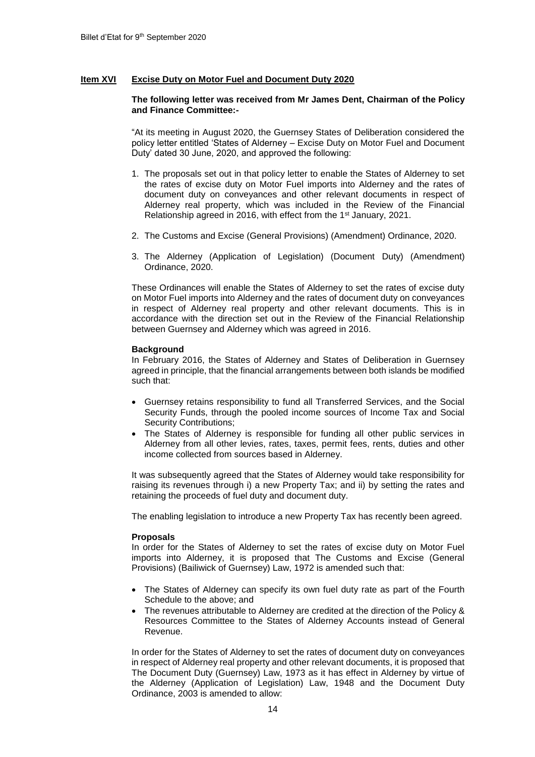## Item XVI Excise Duty on Motor Fuel and Document Duty 2020

**The following letter was received from Mr James Dent, Chairman of the Policy and Finance Committee:-**

"At its meeting in August 2020, the Guernsey States of Deliberation considered the policy letter entitled 'States of Alderney – Excise Duty on Motor Fuel and Document Duty' dated 30 June, 2020, and approved the following:

1. The proposals set out in that policy letter to enable the States of Alderney to set the rates of excise duty on Motor Fuel imports into Alderney and the rates of document duty on conveyances and other relevant documents in respect of Alderney real property, which was included in the Review of the Financial Relationship agreed in 2016, with effect from the 1st January, 2021.
2. The Customs and Excise (General Provisions) (Amendment) Ordinance, 2020.
3. The Alderney (Application of Legislation) (Document Duty) (Amendment) Ordinance, 2020.

These Ordinances will enable the States of Alderney to set the rates of excise duty on Motor Fuel imports into Alderney and the rates of document duty on conveyances in respect of Alderney real property and other relevant documents. This is in accordance with the direction set out in the Review of the Financial Relationship between Guernsey and Alderney which was agreed in 2016.

**Background**

In February 2016, the States of Alderney and States of Deliberation in Guernsey agreed in principle, that the financial arrangements between both islands be modified such that:

- Guernsey retains responsibility to fund all Transferred Services, and the Social Security Funds, through the pooled income sources of Income Tax and Social Security Contributions;
- The States of Alderney is responsible for funding all other public services in Alderney from all other levies, rates, taxes, permit fees, rents, duties and other income collected from sources based in Alderney.

It was subsequently agreed that the States of Alderney would take responsibility for raising its revenues through i) a new Property Tax; and ii) by setting the rates and retaining the proceeds of fuel duty and document duty.

The enabling legislation to introduce a new Property Tax has recently been agreed.

**Proposals**

In order for the States of Alderney to set the rates of excise duty on Motor Fuel imports into Alderney, it is proposed that The Customs and Excise (General Provisions) (Bailiwick of Guernsey) Law, 1972 is amended such that:

- The States of Alderney can specify its own fuel duty rate as part of the Fourth Schedule to the above; and
- The revenues attributable to Alderney are credited at the direction of the Policy & Resources Committee to the States of Alderney Accounts instead of General Revenue.

In order for the States of Alderney to set the rates of document duty on conveyances in respect of Alderney real property and other relevant documents, it is proposed that The Document Duty (Guernsey) Law, 1973 as it has effect in Alderney by virtue of the Alderney (Application of Legislation) Law, 1948 and the Document Duty Ordinance, 2003 is amended to allow: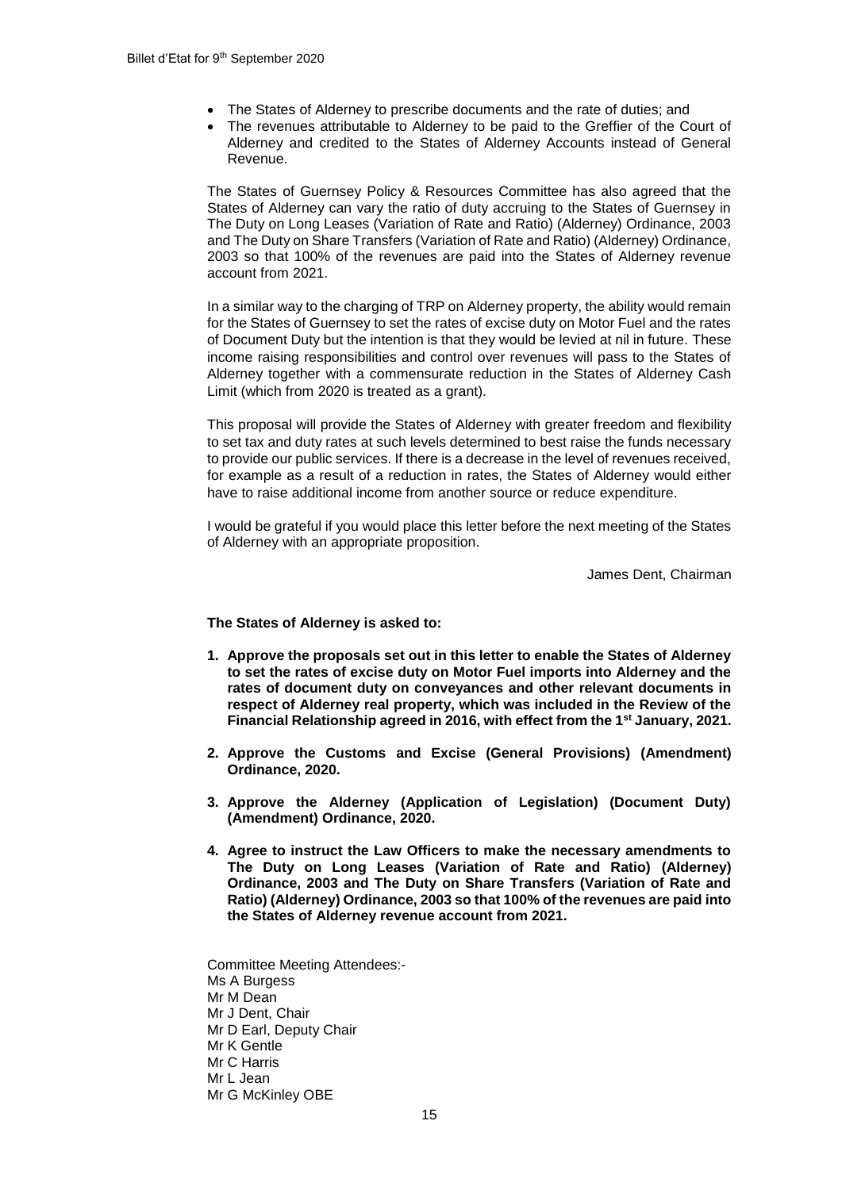- The States of Alderney to prescribe documents and the rate of duties; and
- The revenues attributable to Alderney to be paid to the Greffier of the Court of Alderney and credited to the States of Alderney Accounts instead of General Revenue.

The States of Guernsey Policy & Resources Committee has also agreed that the States of Alderney can vary the ratio of duty accruing to the States of Guernsey in The Duty on Long Leases (Variation of Rate and Ratio) (Alderney) Ordinance, 2003 and The Duty on Share Transfers (Variation of Rate and Ratio) (Alderney) Ordinance, 2003 so that 100% of the revenues are paid into the States of Alderney revenue account from 2021.

In a similar way to the charging of TRP on Alderney property, the ability would remain for the States of Guernsey to set the rates of excise duty on Motor Fuel and the rates of Document Duty but the intention is that they would be levied at nil in future. These income raising responsibilities and control over revenues will pass to the States of Alderney together with a commensurate reduction in the States of Alderney Cash Limit (which from 2020 is treated as a grant).

This proposal will provide the States of Alderney with greater freedom and flexibility to set tax and duty rates at such levels determined to best raise the funds necessary to provide our public services. If there is a decrease in the level of revenues received, for example as a result of a reduction in rates, the States of Alderney would either have to raise additional income from another source or reduce expenditure.

I would be grateful if you would place this letter before the next meeting of the States of Alderney with an appropriate proposition.

James Dent, Chairman

**The States of Alderney is asked to:**

1. **Approve the proposals set out in this letter to enable the States of Alderney to set the rates of excise duty on Motor Fuel imports into Alderney and the rates of document duty on conveyances and other relevant documents in respect of Alderney real property, which was included in the Review of the Financial Relationship agreed in 2016, with effect from the 1st January, 2021.**
2. **Approve the Customs and Excise (General Provisions) (Amendment) Ordinance, 2020.**
3. **Approve the Alderney (Application of Legislation) (Document Duty) (Amendment) Ordinance, 2020.**
4. **Agree to instruct the Law Officers to make the necessary amendments to The Duty on Long Leases (Variation of Rate and Ratio) (Alderney) Ordinance, 2003 and The Duty on Share Transfers (Variation of Rate and Ratio) (Alderney) Ordinance, 2003 so that 100% of the revenues are paid into the States of Alderney revenue account from 2021.**

Committee Meeting Attendees:-
Ms A Burgess
Mr M Dean
Mr J Dent, Chair
Mr D Earl, Deputy Chair
Mr K Gentle
Mr C Harris
Mr L Jean
Mr G McKinley OBE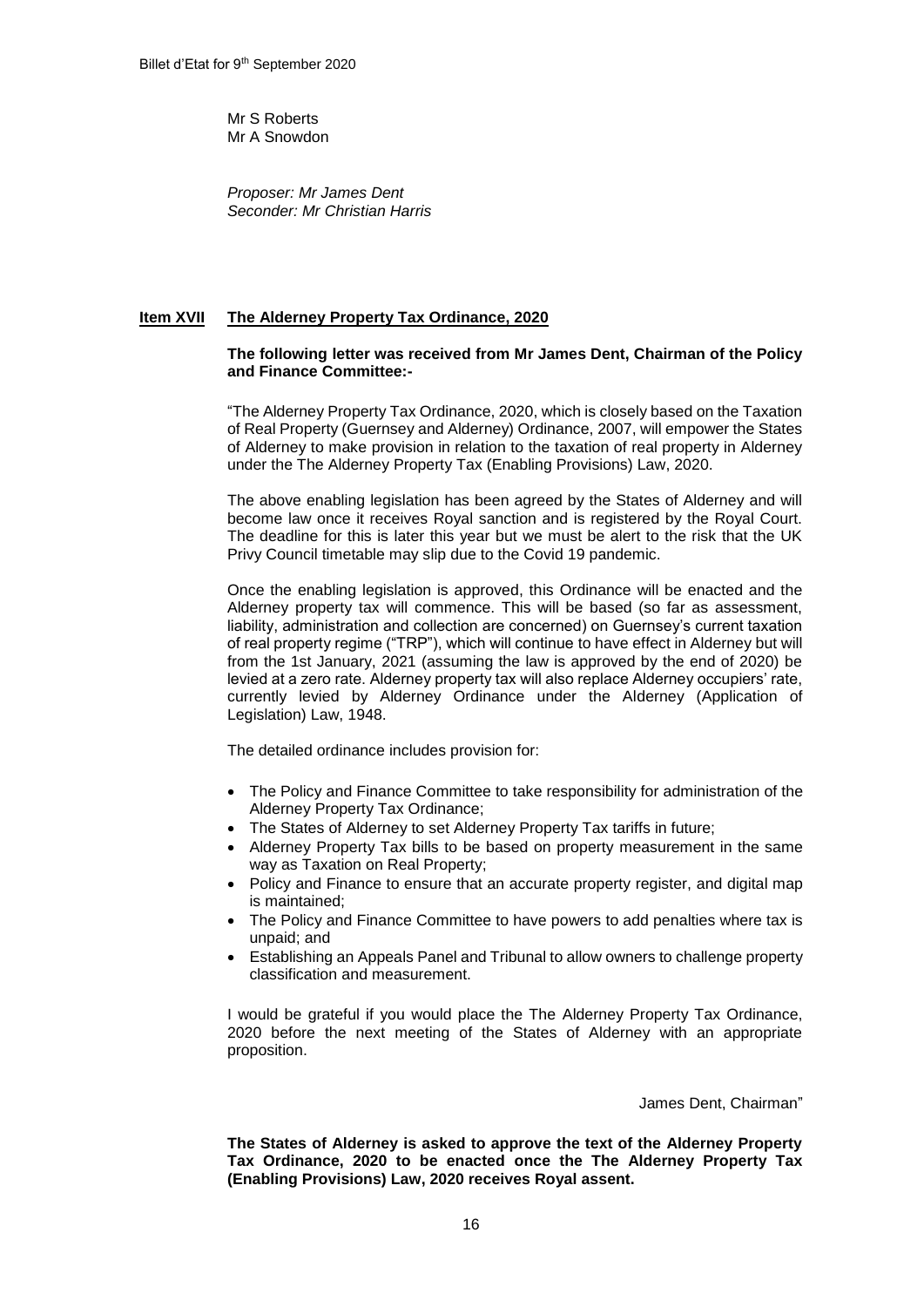Mr S Roberts
Mr A Snowdon

*Proposer: Mr James Dent*
*Seconder: Mr Christian Harris*

## **Item XVII The Alderney Property Tax Ordinance, 2020**

**The following letter was received from Mr James Dent, Chairman of the Policy and Finance Committee:-**

"The Alderney Property Tax Ordinance, 2020, which is closely based on the Taxation of Real Property (Guernsey and Alderney) Ordinance, 2007, will empower the States of Alderney to make provision in relation to the taxation of real property in Alderney under the The Alderney Property Tax (Enabling Provisions) Law, 2020.

The above enabling legislation has been agreed by the States of Alderney and will become law once it receives Royal sanction and is registered by the Royal Court. The deadline for this is later this year but we must be alert to the risk that the UK Privy Council timetable may slip due to the Covid 19 pandemic.

Once the enabling legislation is approved, this Ordinance will be enacted and the Alderney property tax will commence. This will be based (so far as assessment, liability, administration and collection are concerned) on Guernsey's current taxation of real property regime ("TRP"), which will continue to have effect in Alderney but will from the 1st January, 2021 (assuming the law is approved by the end of 2020) be levied at a zero rate. Alderney property tax will also replace Alderney occupiers' rate, currently levied by Alderney Ordinance under the Alderney (Application of Legislation) Law, 1948.

The detailed ordinance includes provision for:

- The Policy and Finance Committee to take responsibility for administration of the Alderney Property Tax Ordinance;
- The States of Alderney to set Alderney Property Tax tariffs in future;
- Alderney Property Tax bills to be based on property measurement in the same way as Taxation on Real Property;
- Policy and Finance to ensure that an accurate property register, and digital map is maintained;
- The Policy and Finance Committee to have powers to add penalties where tax is unpaid; and
- Establishing an Appeals Panel and Tribunal to allow owners to challenge property classification and measurement.

I would be grateful if you would place the The Alderney Property Tax Ordinance, 2020 before the next meeting of the States of Alderney with an appropriate proposition.

James Dent, Chairman"

**The States of Alderney is asked to approve the text of the Alderney Property Tax Ordinance, 2020 to be enacted once the The Alderney Property Tax (Enabling Provisions) Law, 2020 receives Royal assent.**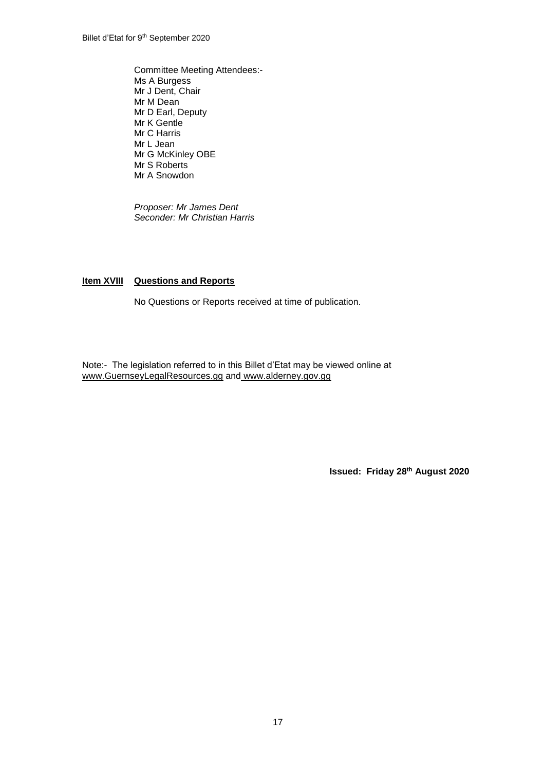Committee Meeting Attendees:-
Ms A Burgess
Mr J Dent, Chair
Mr M Dean
Mr D Earl, Deputy
Mr K Gentle
Mr C Harris
Mr L Jean
Mr G McKinley OBE
Mr S Roberts
Mr A Snowdon

*Proposer: Mr James Dent*
*Seconder: Mr Christian Harris*

## **Item XVIII Questions and Reports**

No Questions or Reports received at time of publication.

Note:- The legislation referred to in this Billet d'Etat may be viewed online at www.GuernseyLegalResources.gg and www.alderney.gov.gg

**Issued: Friday 28th August 2020**